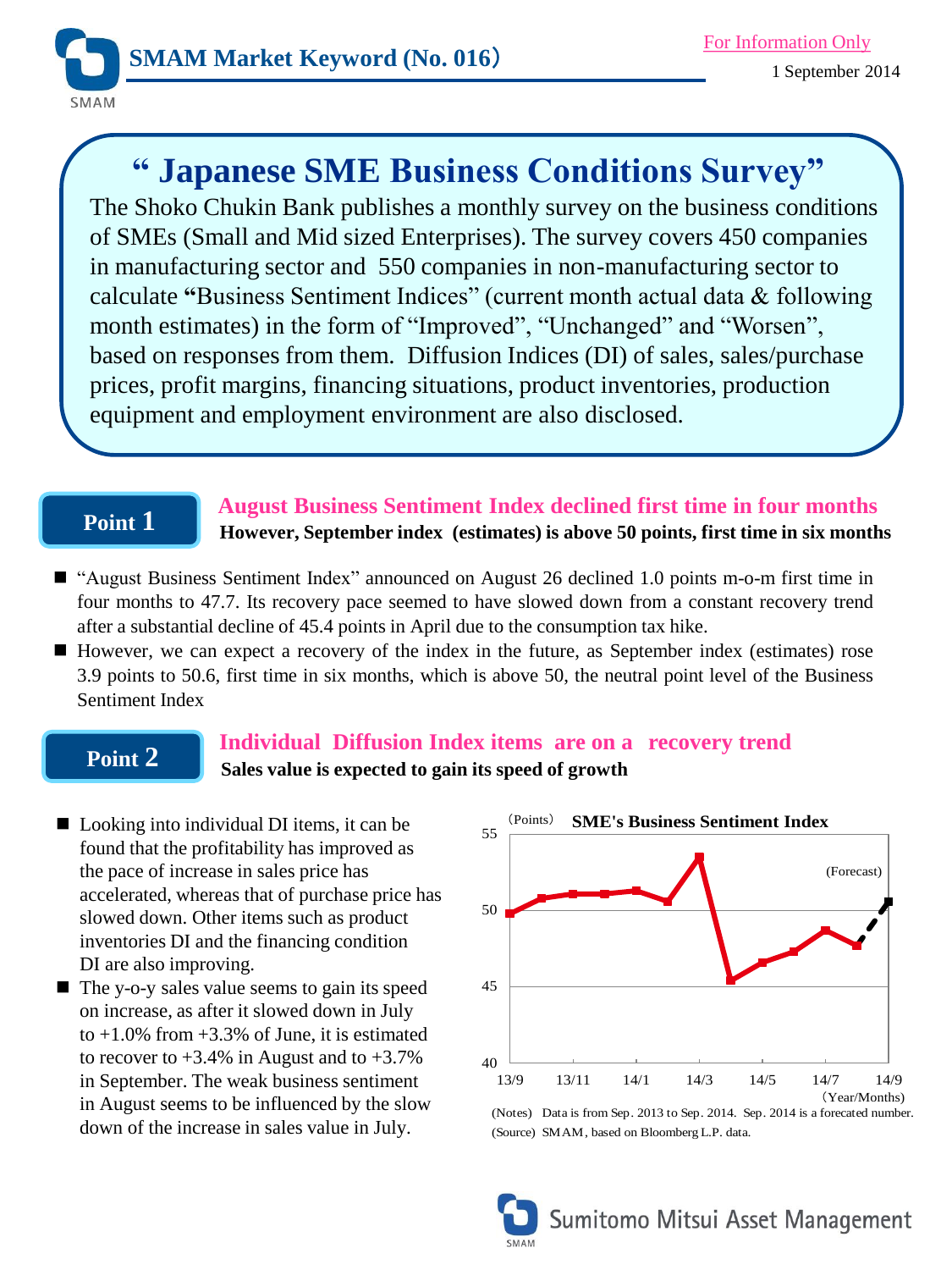SMAM Market Keyword (No. 016)

For Information Only

1 September 2014

# " Japanese SME Business Conditions Survey"

The Shoko Chukin Bank publishes a monthly survey on the business conditions of SMEs (Small and Mid sized Enterprises). The survey covers 450 companies in manufacturing sector and 550 companies in non-manufacturing sector to calculate **"**Business Sentiment Indices" (current month actual data & following month estimates) in the form of "Improved", "Unchanged" and "Worsen", based on responses from them. Diffusion Indices (DI) of sales, sales/purchase prices, profit margins, financing situations, product inventories, production equipment and employment environment are also disclosed.

## Point 1

**August Business Sentiment Index declined first time in four months**

**However, September index (estimates) is above 50 points, first time in six months**

- "August Business Sentiment Index" announced on August 26 declined 1.0 points m-o-m first time in four months to 47.7. Its recovery pace seemed to have slowed down from a constant recovery trend after a substantial decline of 45.4 points in April due to the consumption tax hike.
- However, we can expect a recovery of the index in the future, as September index (estimates) rose 3.9 points to 50.6, first time in six months, which is above 50, the neutral point level of the Business Sentiment Index

## Point 2

**Individual Diffusion Index items are on a recovery trend**

**Sales value is expected to gain its speed of growth**

- Looking into individual DI items, it can be found that the profitability has improved as the pace of increase in sales price has accelerated, whereas that of purchase price has slowed down. Other items such as product inventories DI and the financing condition DI are also improving.
- The y-o-y sales value seems to gain its speed on increase, as after it slowed down in July to +1.0% from +3.3% of June, it is estimated to recover to +3.4% in August and to +3.7% in September. The weak business sentiment in August seems to be influenced by the slow down of the increase in sales value in July.

**SME's Business Sentiment Index**

(Points) 55 / 50 / 45 / 40; (Year/Months) 13/9, 13/11, 14/1, 14/3, 14/5, 14/7, 14/9; (Forecast)

(Notes) Data is from Sep. 2013 to Sep. 2014. Sep. 2014 is a forecasted number.

(Source) SMAM, based on Bloomberg L.P. data.

Sumitomo Mitsui Asset Management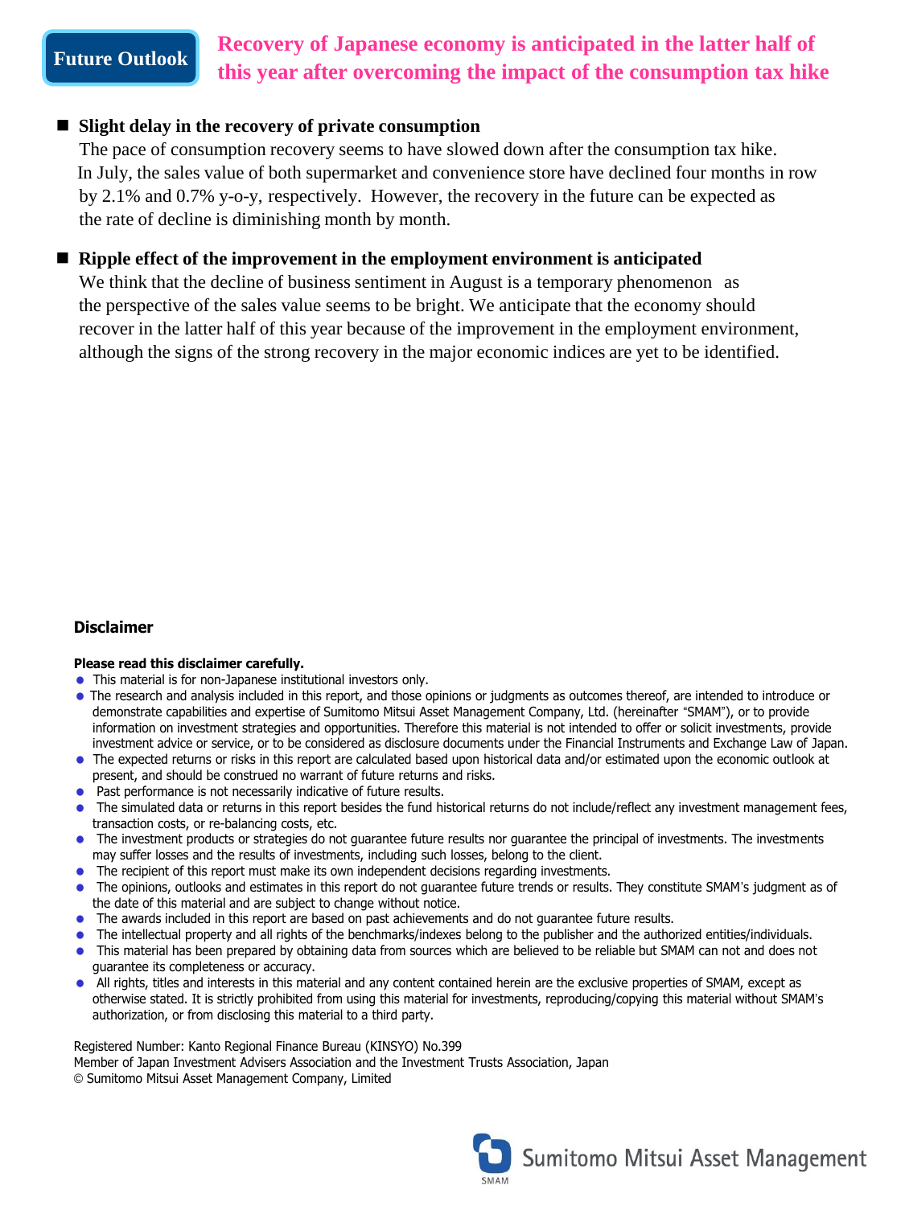**Future Outlook**

## Recovery of Japanese economy is anticipated in the latter half of this year after overcoming the impact of the consumption tax hike

### ■ Slight delay in the recovery of private consumption

The pace of consumption recovery seems to have slowed down after the consumption tax hike. In July, the sales value of both supermarket and convenience store have declined four months in row by 2.1% and 0.7% y-o-y, respectively. However, the recovery in the future can be expected as the rate of decline is diminishing month by month.

### ■ Ripple effect of the improvement in the employment environment is anticipated

We think that the decline of business sentiment in August is a temporary phenomenon as the perspective of the sales value seems to be bright. We anticipate that the economy should recover in the latter half of this year because of the improvement in the employment environment, although the signs of the strong recovery in the major economic indices are yet to be identified.

### Disclaimer

**Please read this disclaimer carefully.**

- This material is for non-Japanese institutional investors only.
- The research and analysis included in this report, and those opinions or judgments as outcomes thereof, are intended to introduce or demonstrate capabilities and expertise of Sumitomo Mitsui Asset Management Company, Ltd. (hereinafter "SMAM"), or to provide information on investment strategies and opportunities. Therefore this material is not intended to offer or solicit investments, provide investment advice or service, or to be considered as disclosure documents under the Financial Instruments and Exchange Law of Japan.
- The expected returns or risks in this report are calculated based upon historical data and/or estimated upon the economic outlook at present, and should be construed no warrant of future returns and risks.
- Past performance is not necessarily indicative of future results.
- The simulated data or returns in this report besides the fund historical returns do not include/reflect any investment management fees, transaction costs, or re-balancing costs, etc.
- The investment products or strategies do not guarantee future results nor guarantee the principal of investments. The investments may suffer losses and the results of investments, including such losses, belong to the client.
- The recipient of this report must make its own independent decisions regarding investments.
- The opinions, outlooks and estimates in this report do not guarantee future trends or results. They constitute SMAM's judgment as of the date of this material and are subject to change without notice.
- The awards included in this report are based on past achievements and do not guarantee future results.
- The intellectual property and all rights of the benchmarks/indexes belong to the publisher and the authorized entities/individuals.
- This material has been prepared by obtaining data from sources which are believed to be reliable but SMAM can not and does not guarantee its completeness or accuracy.
- All rights, titles and interests in this material and any content contained herein are the exclusive properties of SMAM, except as otherwise stated. It is strictly prohibited from using this material for investments, reproducing/copying this material without SMAM's authorization, or from disclosing this material to a third party.

Registered Number: Kanto Regional Finance Bureau (KINSYO) No.399
Member of Japan Investment Advisers Association and the Investment Trusts Association, Japan
© Sumitomo Mitsui Asset Management Company, Limited

SMAM Sumitomo Mitsui Asset Management